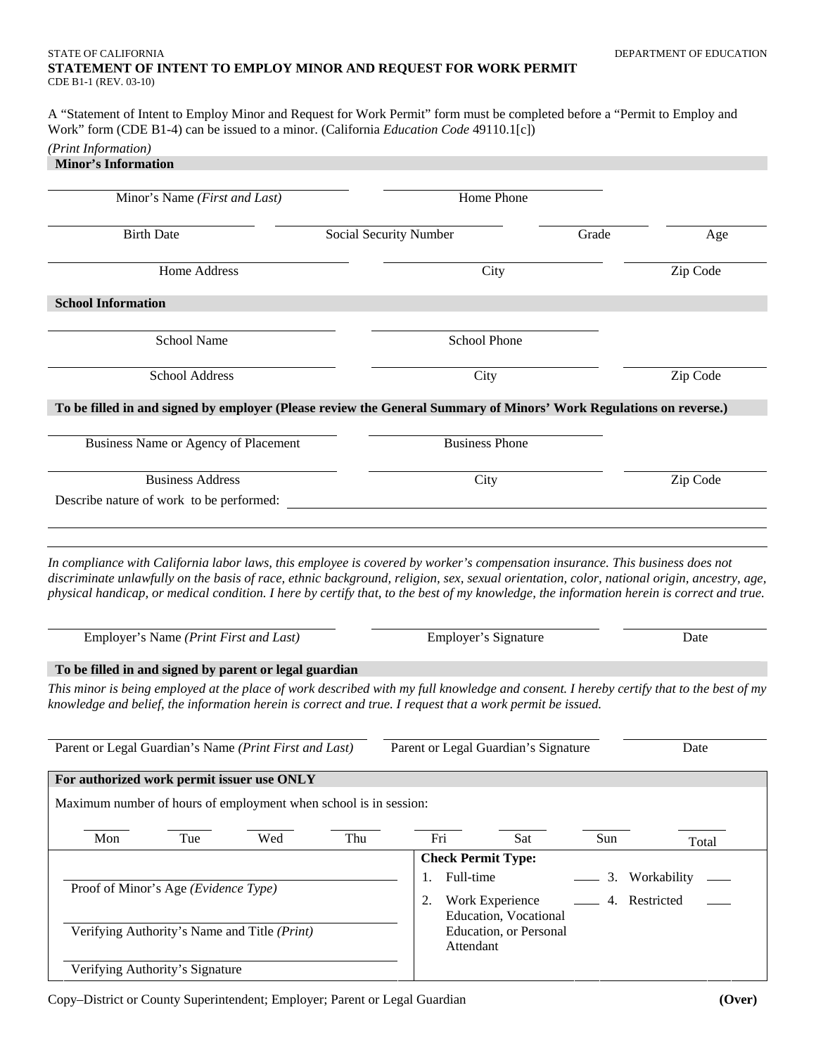STATE OF CALIFORNIA

DEPARTMENT OF EDUCATION

# STATEMENT OF INTENT TO EMPLOY MINOR AND REQUEST FOR WORK PERMIT

CDE B1-1 (REV. 03-10)

A "Statement of Intent to Employ Minor and Request for Work Permit" form must be completed before a "Permit to Employ and Work" form (CDE B1-4) can be issued to a minor. (California *Education Code* 49110.1[c])

*(Print Information)*

## Minor's Information

| Minor's Name *(First and Last)* | Home Phone | | |
|---|---|---|---|
| Birth Date | Social Security Number | Grade | Age |
| Home Address | City | Zip Code | |

## School Information

| School Name | School Phone | |
|---|---|---|
| School Address | City | Zip Code |

## To be filled in and signed by employer (Please review the General Summary of Minors' Work Regulations on reverse.)

| Business Name or Agency of Placement | Business Phone | |
|---|---|---|
| Business Address | City | Zip Code |

Describe nature of work to be performed: \_\_\_\_\_\_\_\_\_\_\_\_\_\_\_\_\_\_\_\_\_\_\_\_\_\_\_\_\_\_\_\_

*In compliance with California labor laws, this employee is covered by worker's compensation insurance. This business does not discriminate unlawfully on the basis of race, ethnic background, religion, sex, sexual orientation, color, national origin, ancestry, age, physical handicap, or medical condition. I here by certify that, to the best of my knowledge, the information herein is correct and true.*

| Employer's Name *(Print First and Last)* | Employer's Signature | Date |
|---|---|---|

## To be filled in and signed by parent or legal guardian

*This minor is being employed at the place of work described with my full knowledge and consent. I hereby certify that to the best of my knowledge and belief, the information herein is correct and true. I request that a work permit be issued.*

| Parent or Legal Guardian's Name *(Print First and Last)* | Parent or Legal Guardian's Signature | Date |
|---|---|---|

## For authorized work permit issuer use ONLY

Maximum number of hours of employment when school is in session:

| Mon | Tue | Wed | Thu | Fri | Sat | Sun | Total |
|---|---|---|---|---|---|---|---|
| | | | | | | | |

Proof of Minor's Age *(Evidence Type)*

Verifying Authority's Name and Title *(Print)*

Verifying Authority's Signature

**Check Permit Type:**

1. Full-time \_\_\_\_
2. Work Experience Education, Vocational Education, or Personal Attendant \_\_\_\_
3. Workability \_\_\_\_
4. Restricted \_\_\_\_

Copy–District or County Superintendent; Employer; Parent or Legal Guardian

**(Over)**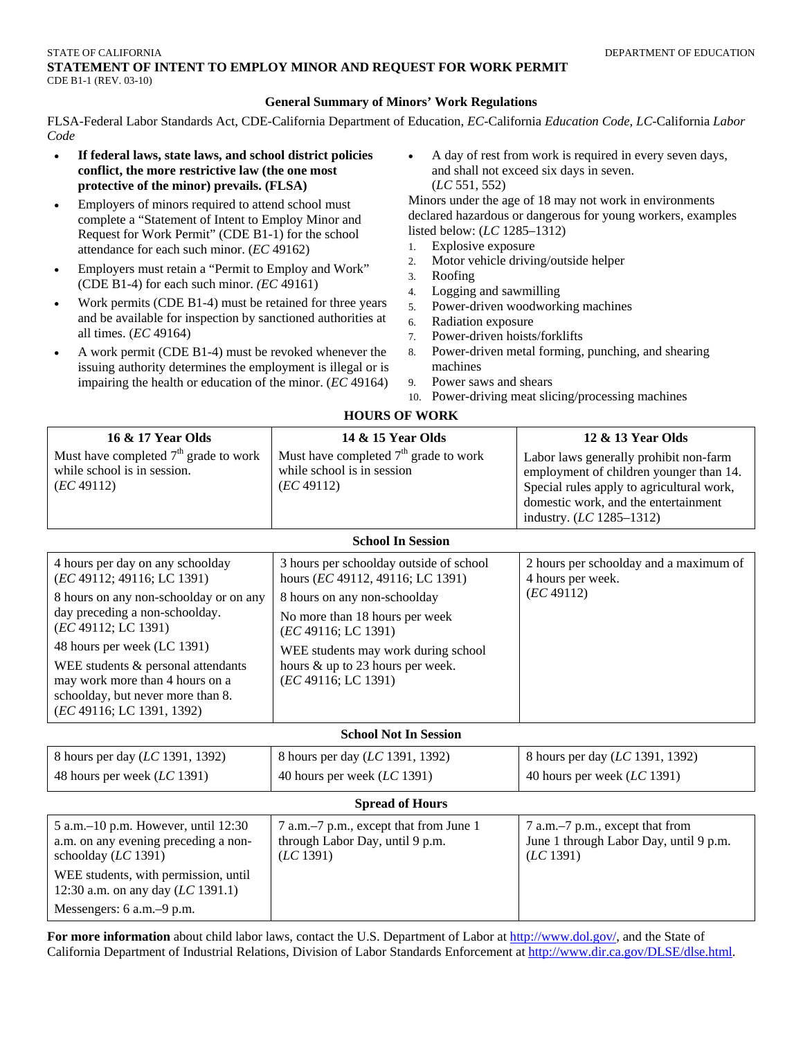STATE OF CALIFORNIA DEPARTMENT OF EDUCATION

**STATEMENT OF INTENT TO EMPLOY MINOR AND REQUEST FOR WORK PERMIT**

CDE B1-1 (REV. 03-10)

### General Summary of Minors' Work Regulations

FLSA-Federal Labor Standards Act, CDE-California Department of Education, *EC*-California *Education Code*, *LC*-California *Labor Code*

- **If federal laws, state laws, and school district policies conflict, the more restrictive law (the one most protective of the minor) prevails. (FLSA)**
- Employers of minors required to attend school must complete a "Statement of Intent to Employ Minor and Request for Work Permit" (CDE B1-1) for the school attendance for each such minor. (*EC* 49162)
- Employers must retain a "Permit to Employ and Work" (CDE B1-4) for each such minor. (*EC* 49161)
- Work permits (CDE B1-4) must be retained for three years and be available for inspection by sanctioned authorities at all times. (*EC* 49164)
- A work permit (CDE B1-4) must be revoked whenever the issuing authority determines the employment is illegal or is impairing the health or education of the minor. (*EC* 49164)
- A day of rest from work is required in every seven days, and shall not exceed six days in seven. (*LC* 551, 552)

Minors under the age of 18 may not work in environments declared hazardous or dangerous for young workers, examples listed below: (*LC* 1285–1312)

1. Explosive exposure
2. Motor vehicle driving/outside helper
3. Roofing
4. Logging and sawmilling
5. Power-driven woodworking machines
6. Radiation exposure
7. Power-driven hoists/forklifts
8. Power-driven metal forming, punching, and shearing machines
9. Power saws and shears
10. Power-driving meat slicing/processing machines

### HOURS OF WORK

| 16 & 17 Year Olds | 14 & 15 Year Olds | 12 & 13 Year Olds |
|---|---|---|
| Must have completed 7th grade to work while school is in session. (*EC* 49112) | Must have completed 7th grade to work while school is in session (*EC* 49112) | Labor laws generally prohibit non-farm employment of children younger than 14. Special rules apply to agricultural work, domestic work, and the entertainment industry. (*LC* 1285–1312) |
| **School In Session** | | |
| 4 hours per day on any schoolday (*EC* 49112; 49116; LC 1391)<br>8 hours on any non-schoolday or on any day preceding a non-schoolday. (*EC* 49112; LC 1391)<br>48 hours per week (LC 1391)<br>WEE students & personal attendants may work more than 4 hours on a schoolday, but never more than 8. (*EC* 49116; LC 1391, 1392) | 3 hours per schoolday outside of school hours (*EC* 49112, 49116; LC 1391)<br>8 hours on any non-schoolday<br>No more than 18 hours per week (*EC* 49116; LC 1391)<br>WEE students may work during school hours & up to 23 hours per week. (*EC* 49116; LC 1391) | 2 hours per schoolday and a maximum of 4 hours per week. (*EC* 49112) |
| **School Not In Session** | | |
| 8 hours per day (*LC* 1391, 1392)<br>48 hours per week (*LC* 1391) | 8 hours per day (*LC* 1391, 1392)<br>40 hours per week (*LC* 1391) | 8 hours per day (*LC* 1391, 1392)<br>40 hours per week (*LC* 1391) |
| **Spread of Hours** | | |
| 5 a.m.–10 p.m. However, until 12:30 a.m. on any evening preceding a non-schoolday (*LC* 1391)<br>WEE students, with permission, until 12:30 a.m. on any day (*LC* 1391.1)<br>Messengers: 6 a.m.–9 p.m. | 7 a.m.–7 p.m., except that from June 1 through Labor Day, until 9 p.m. (*LC* 1391) | 7 a.m.–7 p.m., except that from June 1 through Labor Day, until 9 p.m. (*LC* 1391) |

**For more information** about child labor laws, contact the U.S. Department of Labor at http://www.dol.gov/, and the State of California Department of Industrial Relations, Division of Labor Standards Enforcement at http://www.dir.ca.gov/DLSE/dlse.html.